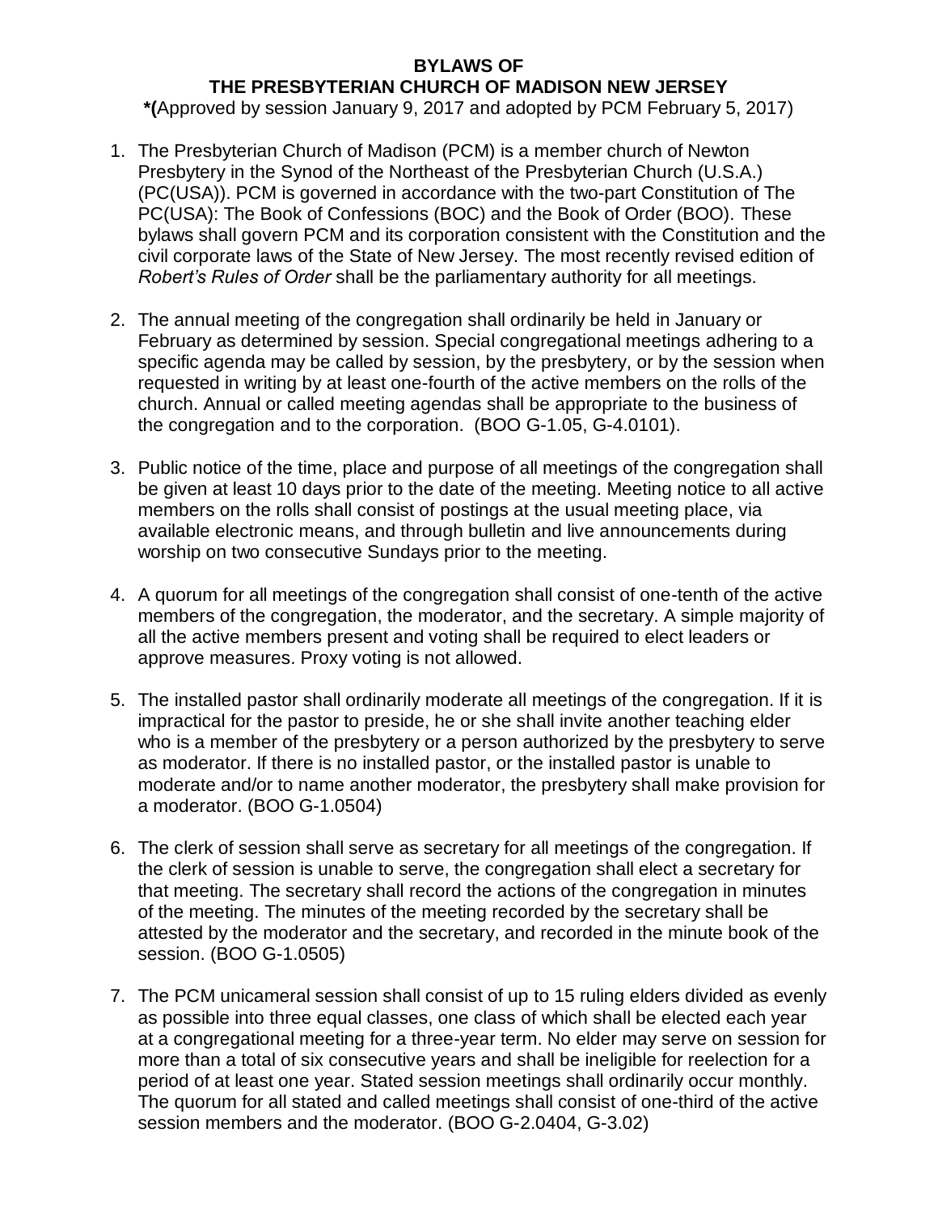# BYLAWS OF
# THE PRESBYTERIAN CHURCH OF MADISON NEW JERSEY

***(**Approved by session January 9, 2017 and adopted by PCM February 5, 2017)

1. The Presbyterian Church of Madison (PCM) is a member church of Newton Presbytery in the Synod of the Northeast of the Presbyterian Church (U.S.A.) (PC(USA)). PCM is governed in accordance with the two-part Constitution of The PC(USA): The Book of Confessions (BOC) and the Book of Order (BOO). These bylaws shall govern PCM and its corporation consistent with the Constitution and the civil corporate laws of the State of New Jersey. The most recently revised edition of *Robert's Rules of Order* shall be the parliamentary authority for all meetings.

2. The annual meeting of the congregation shall ordinarily be held in January or February as determined by session. Special congregational meetings adhering to a specific agenda may be called by session, by the presbytery, or by the session when requested in writing by at least one-fourth of the active members on the rolls of the church. Annual or called meeting agendas shall be appropriate to the business of the congregation and to the corporation. (BOO G-1.05, G-4.0101).

3. Public notice of the time, place and purpose of all meetings of the congregation shall be given at least 10 days prior to the date of the meeting. Meeting notice to all active members on the rolls shall consist of postings at the usual meeting place, via available electronic means, and through bulletin and live announcements during worship on two consecutive Sundays prior to the meeting.

4. A quorum for all meetings of the congregation shall consist of one-tenth of the active members of the congregation, the moderator, and the secretary. A simple majority of all the active members present and voting shall be required to elect leaders or approve measures. Proxy voting is not allowed.

5. The installed pastor shall ordinarily moderate all meetings of the congregation. If it is impractical for the pastor to preside, he or she shall invite another teaching elder who is a member of the presbytery or a person authorized by the presbytery to serve as moderator. If there is no installed pastor, or the installed pastor is unable to moderate and/or to name another moderator, the presbytery shall make provision for a moderator. (BOO G-1.0504)

6. The clerk of session shall serve as secretary for all meetings of the congregation. If the clerk of session is unable to serve, the congregation shall elect a secretary for that meeting. The secretary shall record the actions of the congregation in minutes of the meeting. The minutes of the meeting recorded by the secretary shall be attested by the moderator and the secretary, and recorded in the minute book of the session. (BOO G-1.0505)

7. The PCM unicameral session shall consist of up to 15 ruling elders divided as evenly as possible into three equal classes, one class of which shall be elected each year at a congregational meeting for a three-year term. No elder may serve on session for more than a total of six consecutive years and shall be ineligible for reelection for a period of at least one year. Stated session meetings shall ordinarily occur monthly. The quorum for all stated and called meetings shall consist of one-third of the active session members and the moderator. (BOO G-2.0404, G-3.02)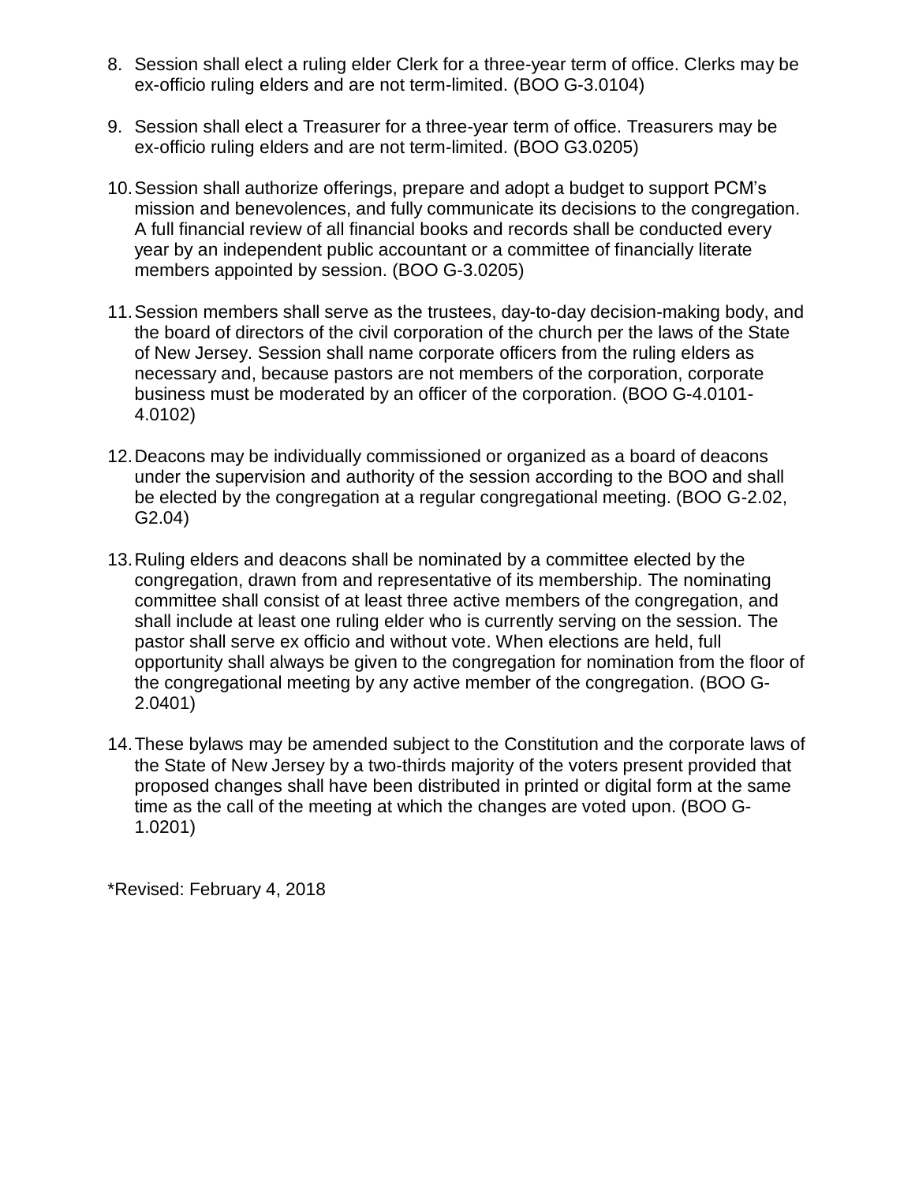8. Session shall elect a ruling elder Clerk for a three-year term of office. Clerks may be ex-officio ruling elders and are not term-limited. (BOO G-3.0104)

9. Session shall elect a Treasurer for a three-year term of office. Treasurers may be ex-officio ruling elders and are not term-limited. (BOO G3.0205)

10. Session shall authorize offerings, prepare and adopt a budget to support PCM's mission and benevolences, and fully communicate its decisions to the congregation. A full financial review of all financial books and records shall be conducted every year by an independent public accountant or a committee of financially literate members appointed by session. (BOO G-3.0205)

11. Session members shall serve as the trustees, day-to-day decision-making body, and the board of directors of the civil corporation of the church per the laws of the State of New Jersey. Session shall name corporate officers from the ruling elders as necessary and, because pastors are not members of the corporation, corporate business must be moderated by an officer of the corporation. (BOO G-4.0101-4.0102)

12. Deacons may be individually commissioned or organized as a board of deacons under the supervision and authority of the session according to the BOO and shall be elected by the congregation at a regular congregational meeting. (BOO G-2.02, G2.04)

13. Ruling elders and deacons shall be nominated by a committee elected by the congregation, drawn from and representative of its membership. The nominating committee shall consist of at least three active members of the congregation, and shall include at least one ruling elder who is currently serving on the session. The pastor shall serve ex officio and without vote. When elections are held, full opportunity shall always be given to the congregation for nomination from the floor of the congregational meeting by any active member of the congregation. (BOO G-2.0401)

14. These bylaws may be amended subject to the Constitution and the corporate laws of the State of New Jersey by a two-thirds majority of the voters present provided that proposed changes shall have been distributed in printed or digital form at the same time as the call of the meeting at which the changes are voted upon. (BOO G-1.0201)

*Revised: February 4, 2018